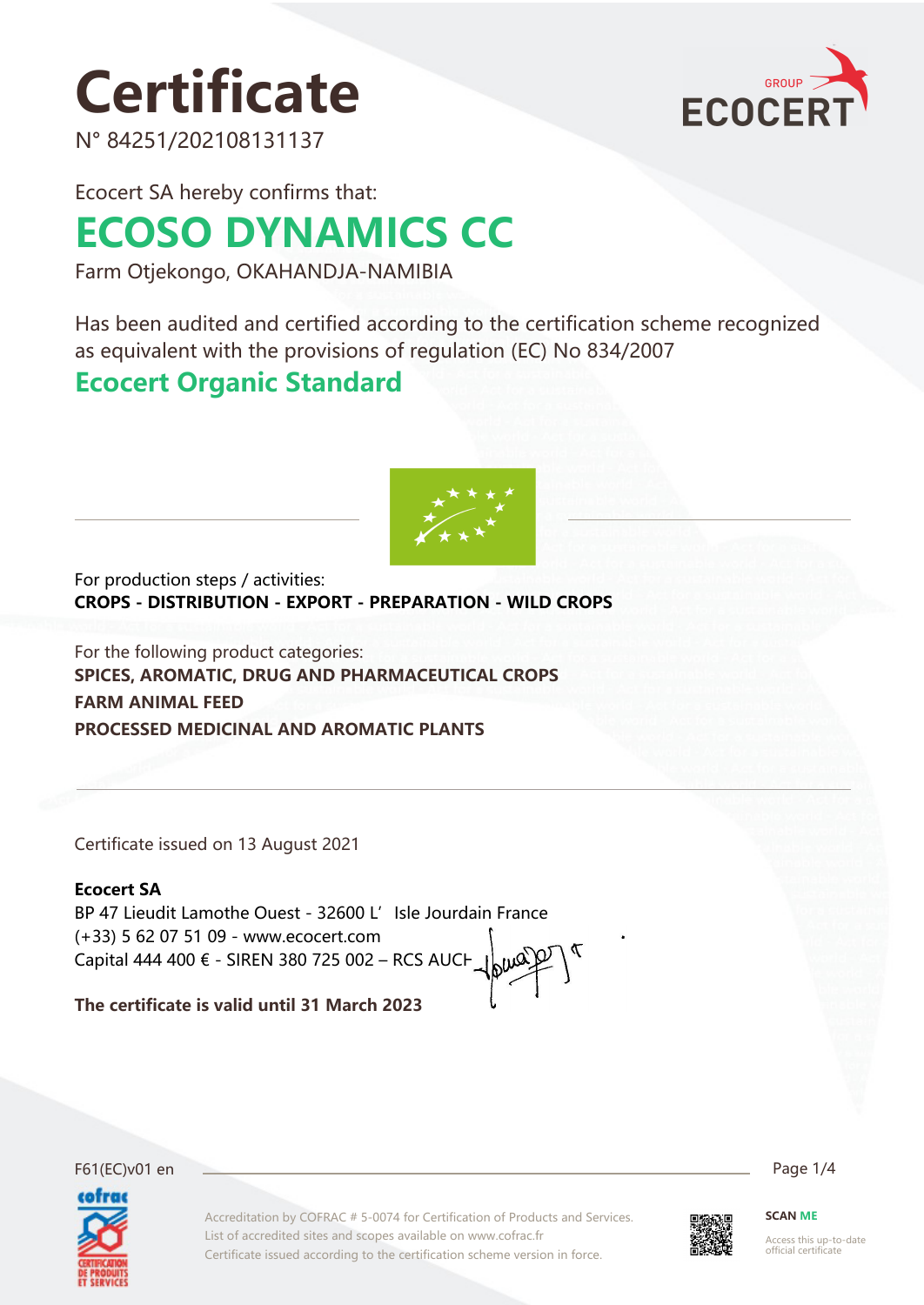# Certificate

N° 84251/202108131137

Ecocert SA hereby confirms that:

## ECOSO DYNAMICS CC

Farm Otjekongo, OKAHANDJA-NAMIBIA

Has been audited and certified according to the certification scheme recognized as equivalent with the provisions of regulation (EC) No 834/2007

### Ecocert Organic Standard

For production steps / activities:
**CROPS - DISTRIBUTION - EXPORT - PREPARATION - WILD CROPS**

For the following product categories:
**SPICES, AROMATIC, DRUG AND PHARMACEUTICAL CROPS**
**FARM ANIMAL FEED**
**PROCESSED MEDICINAL AND AROMATIC PLANTS**

Certificate issued on 13 August 2021

**Ecocert SA**
BP 47 Lieudit Lamothe Ouest - 32600 L'Isle Jourdain France
(+33) 5 62 07 51 09 - www.ecocert.com
Capital 444 400 € - SIREN 380 725 002 – RCS AUCH

**The certificate is valid until 31 March 2023**

F61(EC)v01 en

Accreditation by COFRAC # 5-0074 for Certification of Products and Services.
List of accredited sites and scopes available on www.cofrac.fr
Certificate issued according to the certification scheme version in force.

SCAN ME
Access this up-to-date official certificate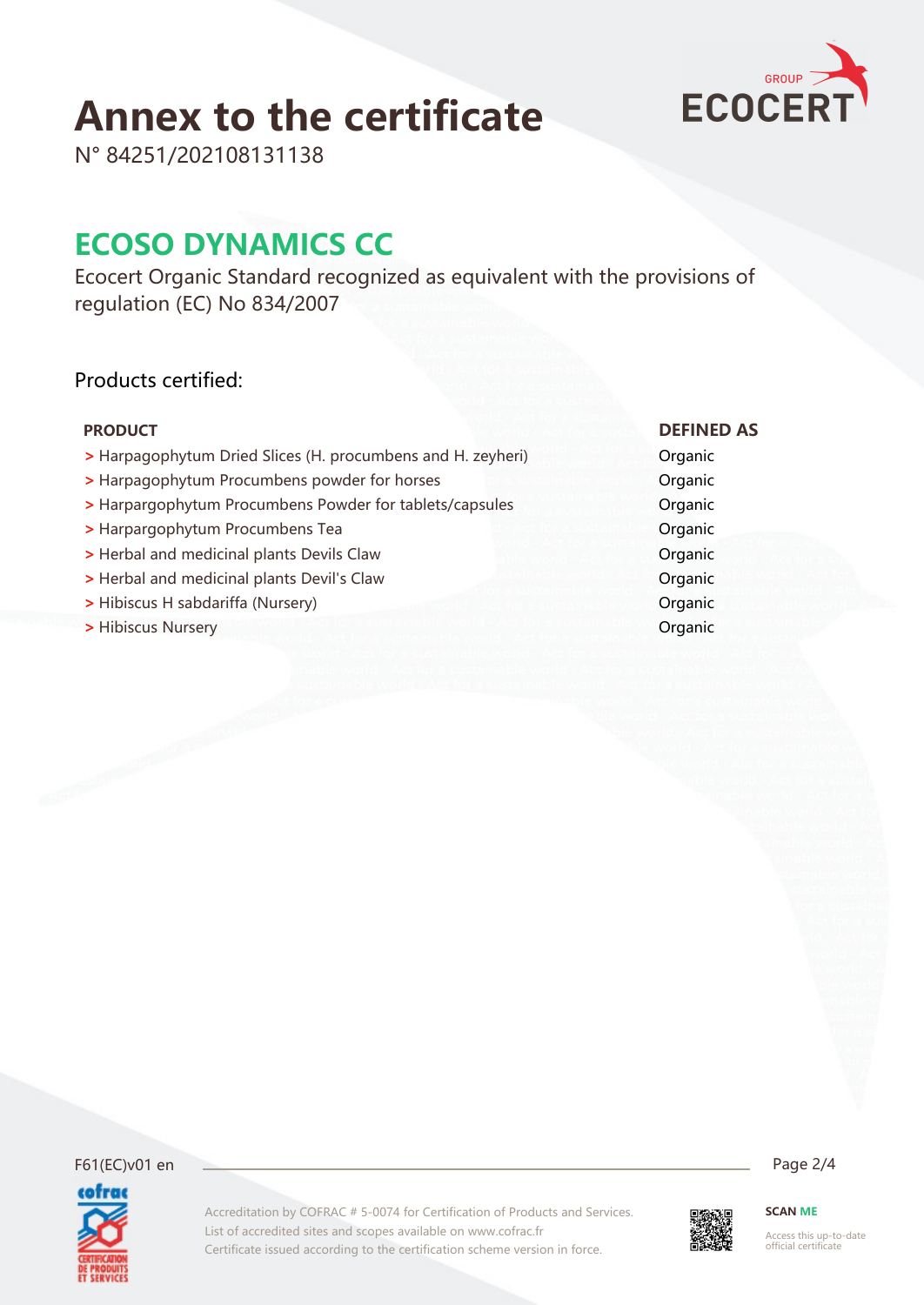# Annex to the certificate

N° 84251/202108131138

## ECOSO DYNAMICS CC

Ecocert Organic Standard recognized as equivalent with the provisions of regulation (EC) No 834/2007

Products certified:

| PRODUCT | DEFINED AS |
|---|---|
| > Harpagophytum Dried Slices (H. procumbens and H. zeyheri) | Organic |
| > Harpagophytum Procumbens powder for horses | Organic |
| > Harpargophytum Procumbens Powder for tablets/capsules | Organic |
| > Harpargophytum Procumbens Tea | Organic |
| > Herbal and medicinal plants Devils Claw | Organic |
| > Herbal and medicinal plants Devil's Claw | Organic |
| > Hibiscus H sabdariffa (Nursery) | Organic |
| > Hibiscus Nursery | Organic |

F61(EC)v01 en

Accreditation by COFRAC # 5-0074 for Certification of Products and Services.
List of accredited sites and scopes available on www.cofrac.fr
Certificate issued according to the certification scheme version in force.

SCAN ME

Access this up-to-date official certificate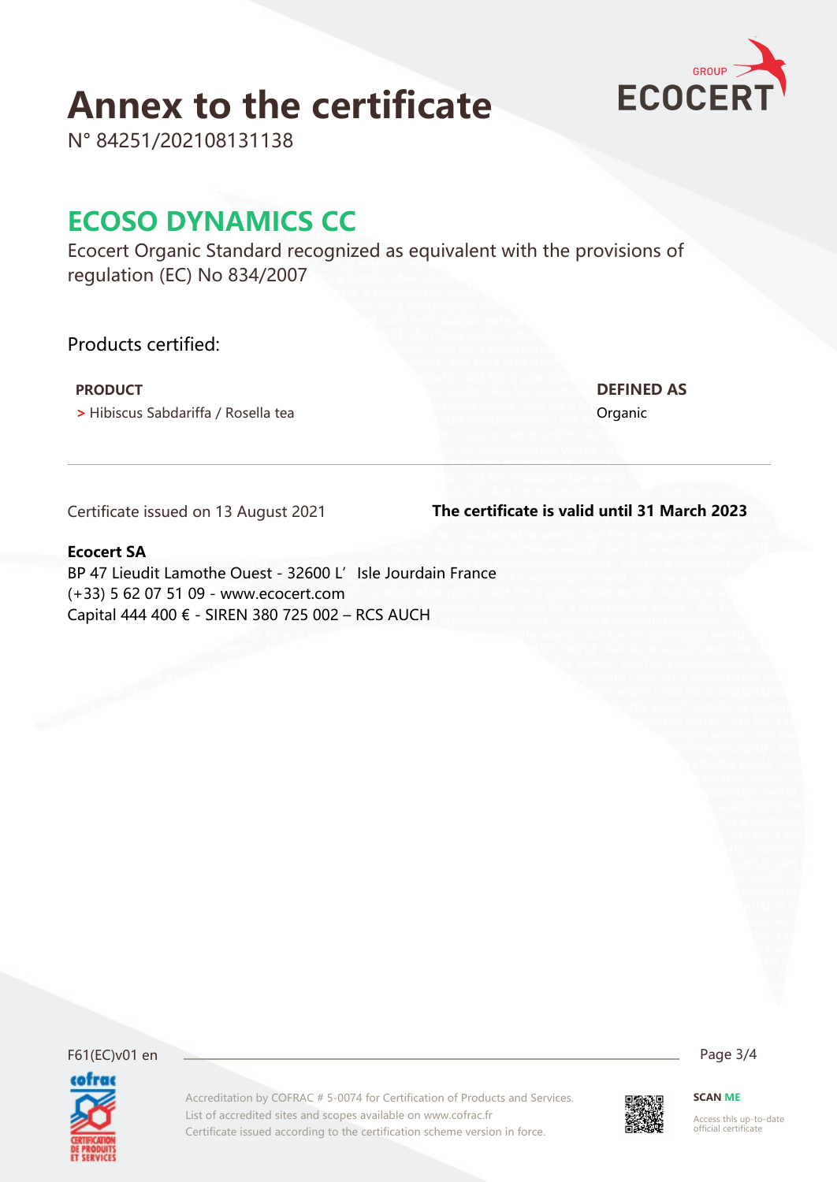# Annex to the certificate

N° 84251/202108131138

## ECOSO DYNAMICS CC

Ecocert Organic Standard recognized as equivalent with the provisions of regulation (EC) No 834/2007

Products certified:

| PRODUCT | DEFINED AS |
|---|---|
| > Hibiscus Sabdariffa / Rosella tea | Organic |

Certificate issued on 13 August 2021

**The certificate is valid until 31 March 2023**

**Ecocert SA**
BP 47 Lieudit Lamothe Ouest - 32600 L' Isle Jourdain France
(+33) 5 62 07 51 09 - www.ecocert.com
Capital 444 400 € - SIREN 380 725 002 – RCS AUCH

F61(EC)v01 en

Accreditation by COFRAC # 5-0074 for Certification of Products and Services.
List of accredited sites and scopes available on www.cofrac.fr
Certificate issued according to the certification scheme version in force.

SCAN ME
Access this up-to-date official certificate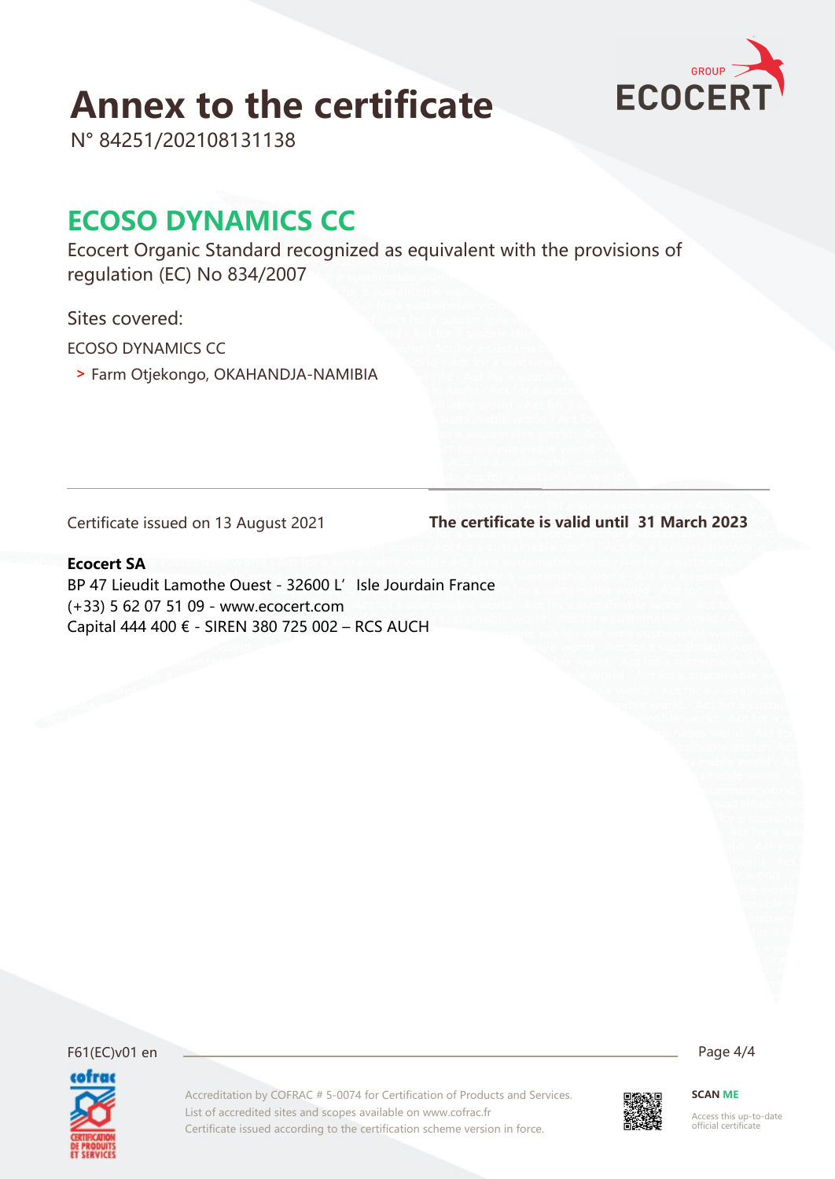# Annex to the certificate

N° 84251/202108131138

## ECOSO DYNAMICS CC

Ecocert Organic Standard recognized as equivalent with the provisions of regulation (EC) No 834/2007

Sites covered:

ECOSO DYNAMICS CC

> Farm Otjekongo, OKAHANDJA-NAMIBIA

---

Certificate issued on 13 August 2021

**The certificate is valid until 31 March 2023**

**Ecocert SA**
BP 47 Lieudit Lamothe Ouest - 32600 L' Isle Jourdain France
(+33) 5 62 07 51 09 - www.ecocert.com
Capital 444 400 € - SIREN 380 725 002 – RCS AUCH

F61(EC)v01 en

Accreditation by COFRAC # 5-0074 for Certification of Products and Services.
List of accredited sites and scopes available on www.cofrac.fr
Certificate issued according to the certification scheme version in force.

SCAN ME
Access this up-to-date official certificate